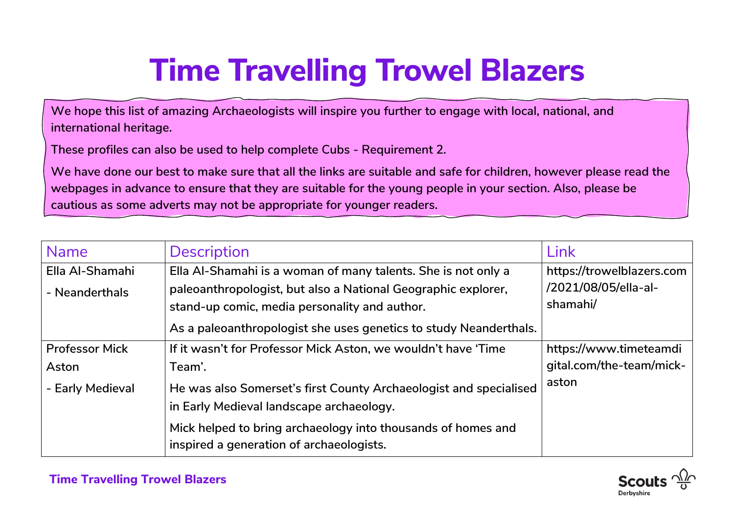# Time Travelling Trowel Blazers

We hope this list of amazing Archaeologists will inspire you further to engage with local, national, and international heritage.

These profiles can also be used to help complete Cubs - Requirement 2.

We have done our best to make sure that all the links are suitable and safe for children, however please read the webpages in advance to ensure that they are suitable for the young people in your section. Also, please be cautious as some adverts may not be appropriate for younger readers.

| Name | Description | Link |
|---|---|---|
| Ella Al-Shamahi<br>- Neanderthals | Ella Al-Shamahi is a woman of many talents. She is not only a paleoanthropologist, but also a National Geographic explorer, stand-up comic, media personality and author.<br>As a paleoanthropologist she uses genetics to study Neanderthals. | https://trowelblazers.com/2021/08/05/ella-al-shamahi/ |
| Professor Mick Aston<br>- Early Medieval | If it wasn't for Professor Mick Aston, we wouldn't have 'Time Team'.<br>He was also Somerset's first County Archaeologist and specialised in Early Medieval landscape archaeology.<br>Mick helped to bring archaeology into thousands of homes and inspired a generation of archaeologists. | https://www.timeteamdigital.com/the-team/mick-aston |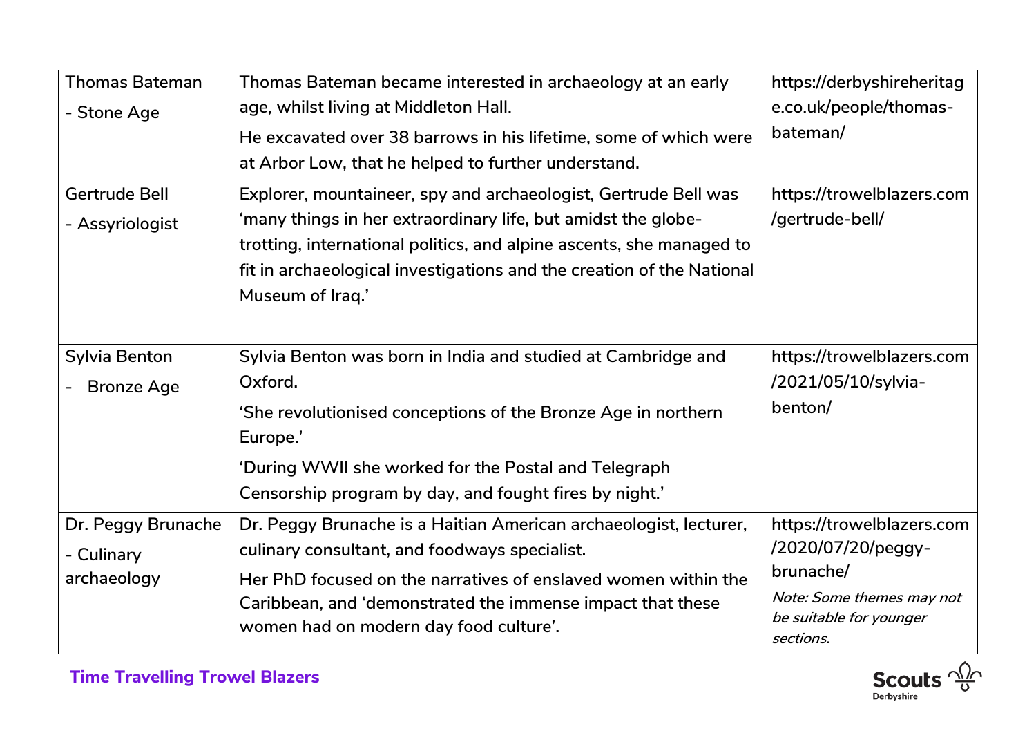| Thomas Bateman<br>- Stone Age | Thomas Bateman became interested in archaeology at an early age, whilst living at Middleton Hall.<br>He excavated over 38 barrows in his lifetime, some of which were at Arbor Low, that he helped to further understand. | https://derbyshireheritage.co.uk/people/thomas-bateman/ |
|---|---|---|
| Gertrude Bell<br>- Assyriologist | Explorer, mountaineer, spy and archaeologist, Gertrude Bell was 'many things in her extraordinary life, but amidst the globe-trotting, international politics, and alpine ascents, she managed to fit in archaeological investigations and the creation of the National Museum of Iraq.' | https://trowelblazers.com/gertrude-bell/ |
| Sylvia Benton<br>- Bronze Age | Sylvia Benton was born in India and studied at Cambridge and Oxford.<br>'She revolutionised conceptions of the Bronze Age in northern Europe.'<br>'During WWII she worked for the Postal and Telegraph Censorship program by day, and fought fires by night.' | https://trowelblazers.com/2021/05/10/sylvia-benton/ |
| Dr. Peggy Brunache<br>- Culinary archaeology | Dr. Peggy Brunache is a Haitian American archaeologist, lecturer, culinary consultant, and foodways specialist.<br>Her PhD focused on the narratives of enslaved women within the Caribbean, and 'demonstrated the immense impact that these women had on modern day food culture'. | https://trowelblazers.com/2020/07/20/peggy-brunache/<br>*Note: Some themes may not be suitable for younger sections.* |

**Time Travelling Trowel Blazers**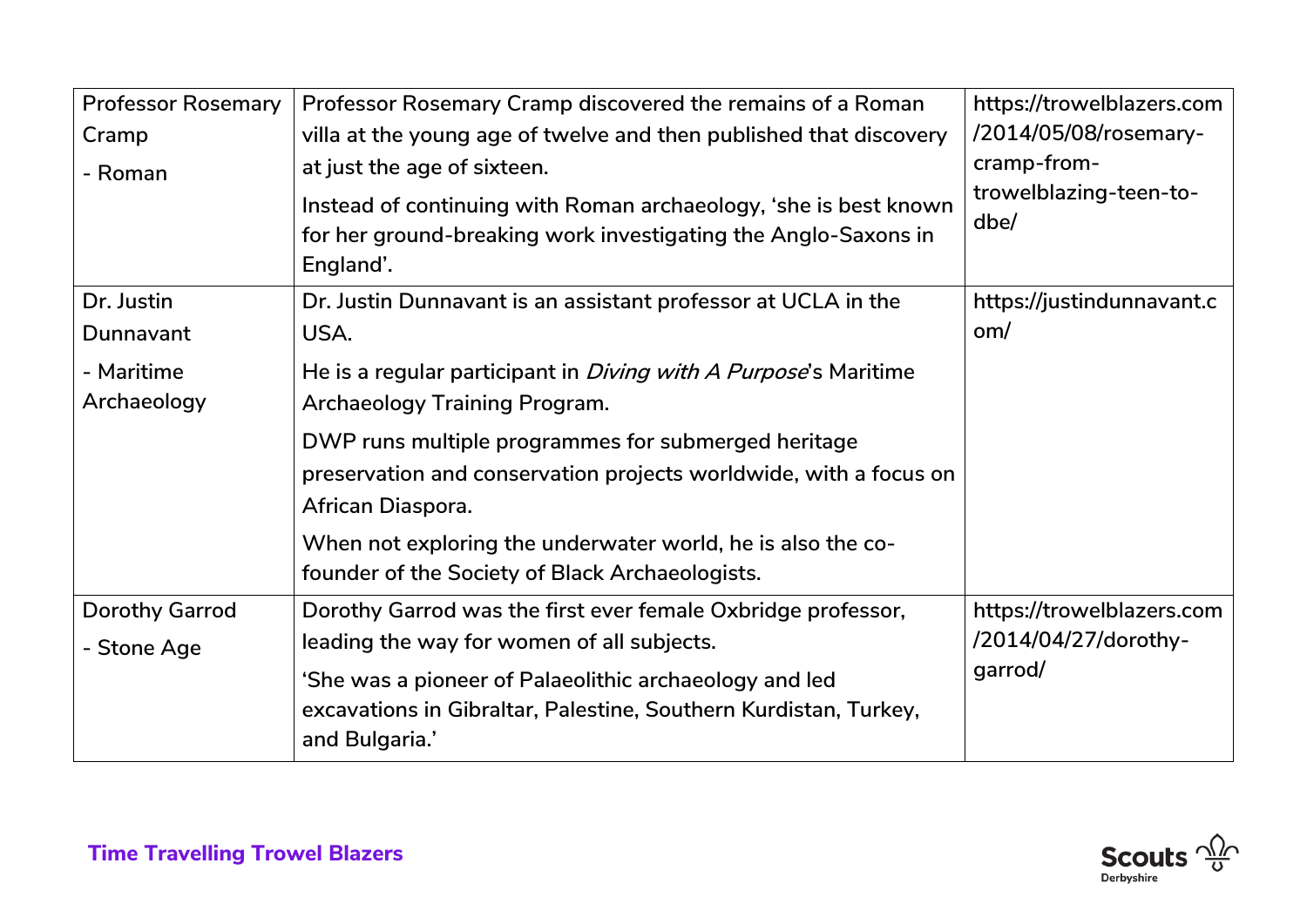| Professor Rosemary Cramp<br>- Roman | Professor Rosemary Cramp discovered the remains of a Roman villa at the young age of twelve and then published that discovery at just the age of sixteen.<br>Instead of continuing with Roman archaeology, 'she is best known for her ground-breaking work investigating the Anglo-Saxons in England'. | https://trowelblazers.com/2014/05/08/rosemary-cramp-from-trowelblazing-teen-to-dbe/ |
|---|---|---|
| Dr. Justin Dunnavant<br>- Maritime Archaeology | Dr. Justin Dunnavant is an assistant professor at UCLA in the USA.<br>He is a regular participant in *Diving with A Purpose*'s Maritime Archaeology Training Program.<br>DWP runs multiple programmes for submerged heritage preservation and conservation projects worldwide, with a focus on African Diaspora.<br>When not exploring the underwater world, he is also the co-founder of the Society of Black Archaeologists. | https://justindunnavant.com/ |
| Dorothy Garrod<br>- Stone Age | Dorothy Garrod was the first ever female Oxbridge professor, leading the way for women of all subjects.<br>'She was a pioneer of Palaeolithic archaeology and led excavations in Gibraltar, Palestine, Southern Kurdistan, Turkey, and Bulgaria.' | https://trowelblazers.com/2014/04/27/dorothy-garrod/ |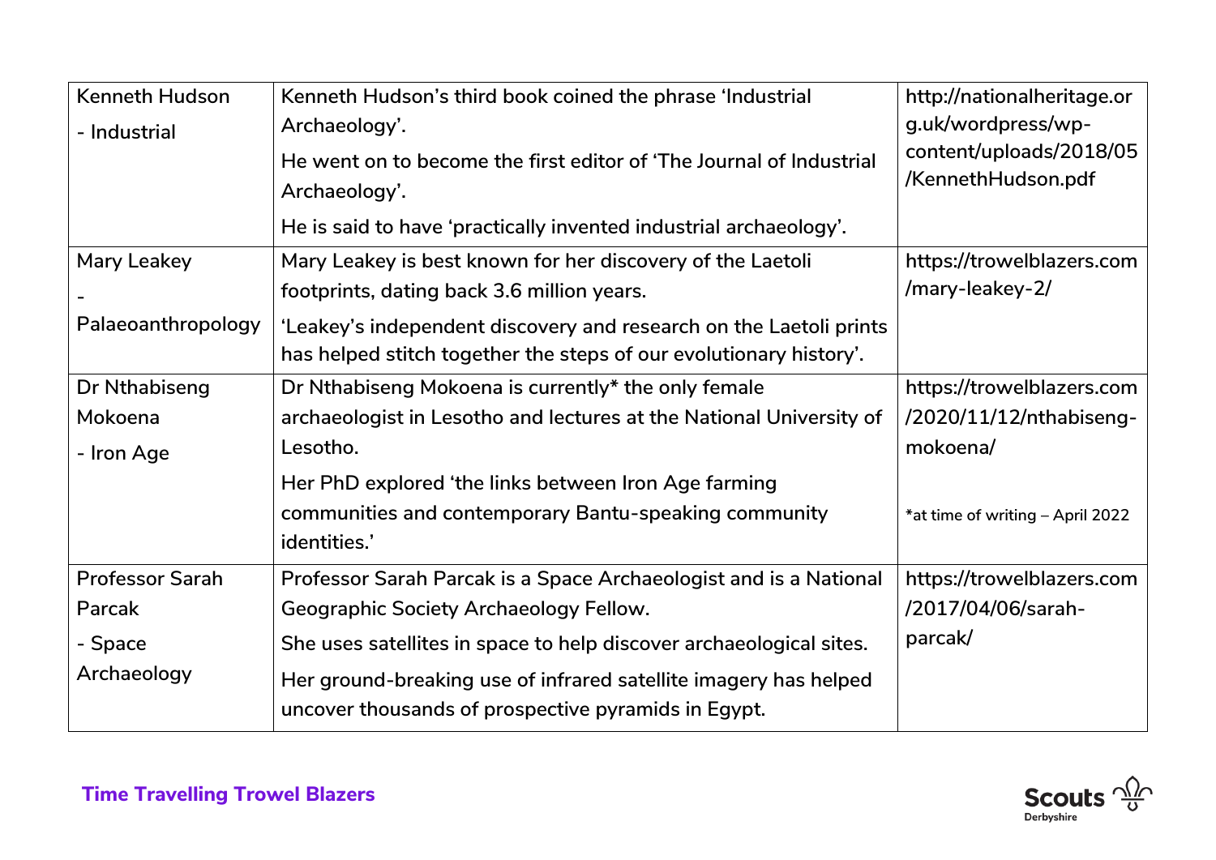| | | |
|---|---|---|
| Kenneth Hudson<br>- Industrial | Kenneth Hudson's third book coined the phrase 'Industrial Archaeology'.<br>He went on to become the first editor of 'The Journal of Industrial Archaeology'.<br>He is said to have 'practically invented industrial archaeology'. | http://nationalheritage.org.uk/wordpress/wp-content/uploads/2018/05/KennethHudson.pdf |
| Mary Leakey<br>- Palaeoanthropology | Mary Leakey is best known for her discovery of the Laetoli footprints, dating back 3.6 million years.<br>'Leakey's independent discovery and research on the Laetoli prints has helped stitch together the steps of our evolutionary history'. | https://trowelblazers.com/mary-leakey-2/ |
| Dr Nthabiseng Mokoena<br>- Iron Age | Dr Nthabiseng Mokoena is currently* the only female archaeologist in Lesotho and lectures at the National University of Lesotho.<br>Her PhD explored 'the links between Iron Age farming communities and contemporary Bantu-speaking community identities.' | https://trowelblazers.com/2020/11/12/nthabiseng-mokoena/<br><br>*at time of writing – April 2022 |
| Professor Sarah Parcak<br>- Space Archaeology | Professor Sarah Parcak is a Space Archaeologist and is a National Geographic Society Archaeology Fellow.<br>She uses satellites in space to help discover archaeological sites.<br>Her ground-breaking use of infrared satellite imagery has helped uncover thousands of prospective pyramids in Egypt. | https://trowelblazers.com/2017/04/06/sarah-parcak/ |

**Time Travelling Trowel Blazers**

Scouts Derbyshire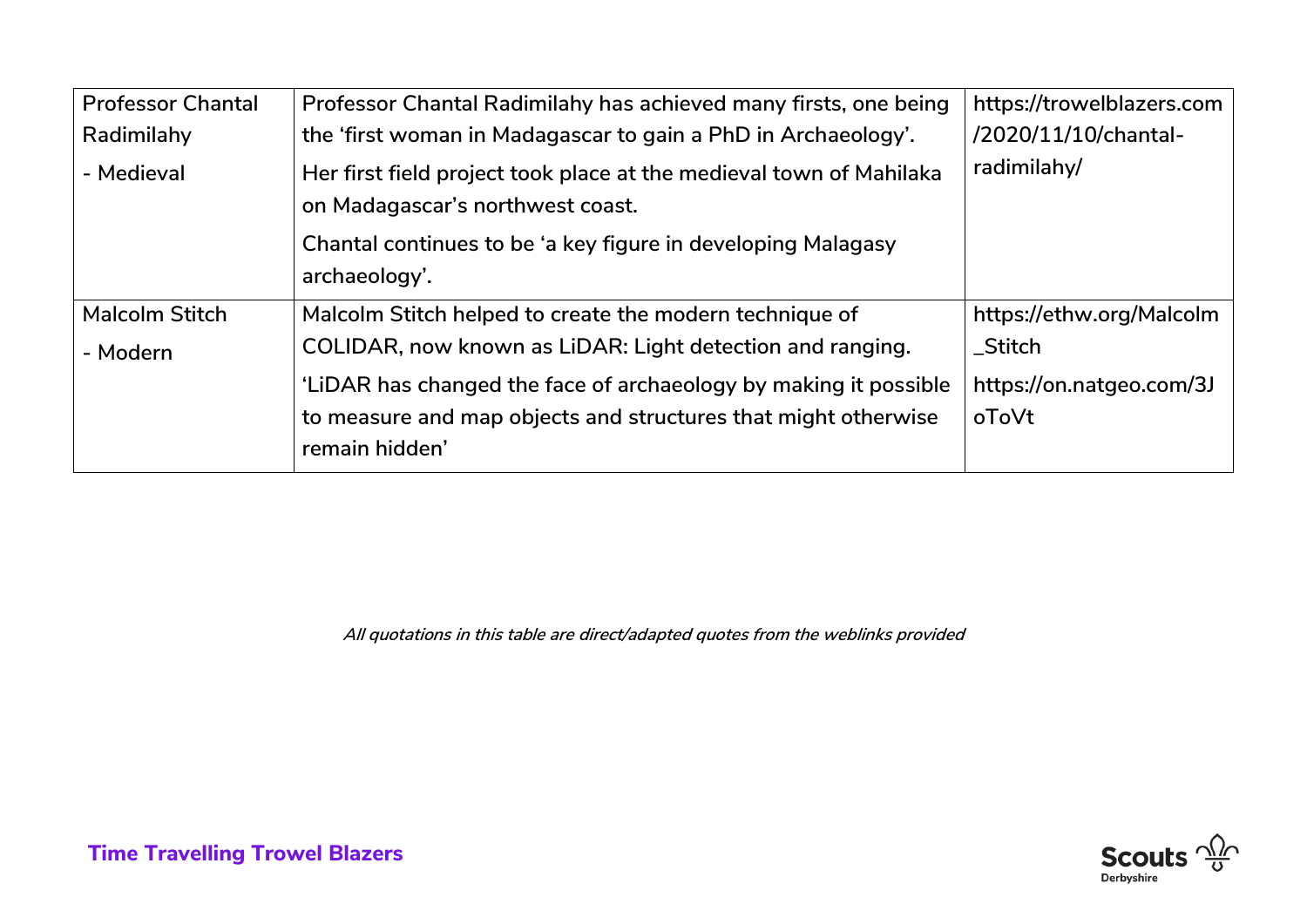| | | |
|---|---|---|
| Professor Chantal Radimilahy<br><br>- Medieval | Professor Chantal Radimilahy has achieved many firsts, one being the 'first woman in Madagascar to gain a PhD in Archaeology'.<br><br>Her first field project took place at the medieval town of Mahilaka on Madagascar's northwest coast.<br><br>Chantal continues to be 'a key figure in developing Malagasy archaeology'. | https://trowelblazers.com/2020/11/10/chantal-radimilahy/ |
| Malcolm Stitch<br><br>- Modern | Malcolm Stitch helped to create the modern technique of COLIDAR, now known as LiDAR: Light detection and ranging.<br><br>'LiDAR has changed the face of archaeology by making it possible to measure and map objects and structures that might otherwise remain hidden' | https://ethw.org/Malcolm_Stitch<br><br>https://on.natgeo.com/3JoToVt |

*All quotations in this table are direct/adapted quotes from the weblinks provided*

**Time Travelling Trowel Blazers**

Scouts Derbyshire